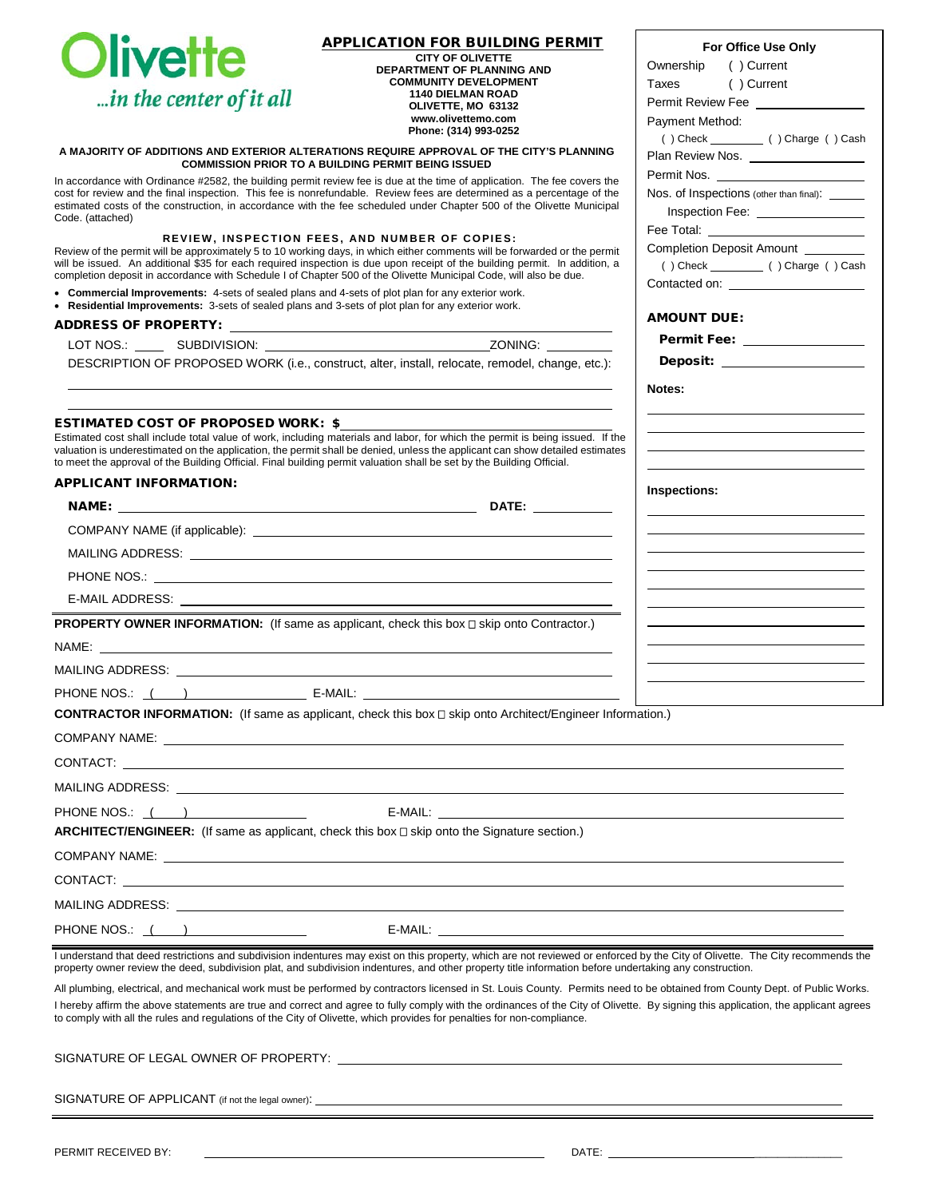Olivette
*...in the center of it all*

# APPLICATION FOR BUILDING PERMIT

**CITY OF OLIVETTE**
**DEPARTMENT OF PLANNING AND COMMUNITY DEVELOPMENT**
**1140 DIELMAN ROAD**
**OLIVETTE, MO 63132**
**www.olivettemo.com**
**Phone: (314) 993-0252**

**A MAJORITY OF ADDITIONS AND EXTERIOR ALTERATIONS REQUIRE APPROVAL OF THE CITY'S PLANNING COMMISSION PRIOR TO A BUILDING PERMIT BEING ISSUED**

In accordance with Ordinance #2582, the building permit review fee is due at the time of application. The fee covers the cost for review and the final inspection. This fee is nonrefundable. Review fees are determined as a percentage of the estimated costs of the construction, in accordance with the fee scheduled under Chapter 500 of the Olivette Municipal Code. (attached)

**REVIEW, INSPECTION FEES, AND NUMBER OF COPIES:**

Review of the permit will be approximately 5 to 10 working days, in which either comments will be forwarded or the permit will be issued. An additional $35 for each required inspection is due upon receipt of the building permit. In addition, a completion deposit in accordance with Schedule I of Chapter 500 of the Olivette Municipal Code, will also be due.

- **Commercial Improvements:** 4-sets of sealed plans and 4-sets of plot plan for any exterior work.
- **Residential Improvements:** 3-sets of sealed plans and 3-sets of plot plan for any exterior work.

**ADDRESS OF PROPERTY:** ______________________

LOT NOS.: ____ SUBDIVISION: ______________________ ZONING: ________

DESCRIPTION OF PROPOSED WORK (i.e., construct, alter, install, relocate, remodel, change, etc.):

______________________

______________________

**ESTIMATED COST OF PROPOSED WORK: $** ______________________

Estimated cost shall include total value of work, including materials and labor, for which the permit is being issued. If the valuation is underestimated on the application, the permit shall be denied, unless the applicant can show detailed estimates to meet the approval of the Building Official. Final building permit valuation shall be set by the Building Official.

**APPLICANT INFORMATION:**

**NAME:** ______________________ **DATE:** ________

COMPANY NAME (if applicable): ______________________

MAILING ADDRESS: ______________________

PHONE NOS.: ______________________

E-MAIL ADDRESS: ______________________

**PROPERTY OWNER INFORMATION:** (If same as applicant, check this box ☐ skip onto Contractor.)

NAME: ______________________

MAILING ADDRESS: ______________________

PHONE NOS.: ( ) ________ E-MAIL: ______________________

**CONTRACTOR INFORMATION:** (If same as applicant, check this box ☐ skip onto Architect/Engineer Information.)

COMPANY NAME: ______________________

CONTACT: ______________________

MAILING ADDRESS: ______________________

PHONE NOS.: ( ) ________ E-MAIL: ______________________

**ARCHITECT/ENGINEER:** (If same as applicant, check this box ☐ skip onto the Signature section.)

COMPANY NAME: ______________________

CONTACT: ______________________

MAILING ADDRESS: ______________________

PHONE NOS.: ( ) ________ E-MAIL: ______________________

**For Office Use Only**

Ownership ( ) Current
Taxes ( ) Current
Permit Review Fee ________
Payment Method:
( ) Check ________ ( ) Charge ( ) Cash
Plan Review Nos. ________
Permit Nos. ________
Nos. of Inspections (other than final): ________
Inspection Fee: ________
Fee Total: ________
Completion Deposit Amount ________
( ) Check ________ ( ) Charge ( ) Cash
Contacted on: ________

**AMOUNT DUE:**

**Permit Fee:** ________

**Deposit:** ________

**Notes:**

**Inspections:**

I understand that deed restrictions and subdivision indentures may exist on this property, which are not reviewed or enforced by the City of Olivette. The City recommends the property owner review the deed, subdivision plat, and subdivision indentures, and other property title information before undertaking any construction.

All plumbing, electrical, and mechanical work must be performed by contractors licensed in St. Louis County. Permits need to be obtained from County Dept. of Public Works.

I hereby affirm the above statements are true and correct and agree to fully comply with the ordinances of the City of Olivette. By signing this application, the applicant agrees to comply with all the rules and regulations of the City of Olivette, which provides for penalties for non-compliance.

SIGNATURE OF LEGAL OWNER OF PROPERTY: ______________________

SIGNATURE OF APPLICANT (if not the legal owner): ______________________

PERMIT RECEIVED BY: ______________________ DATE: ________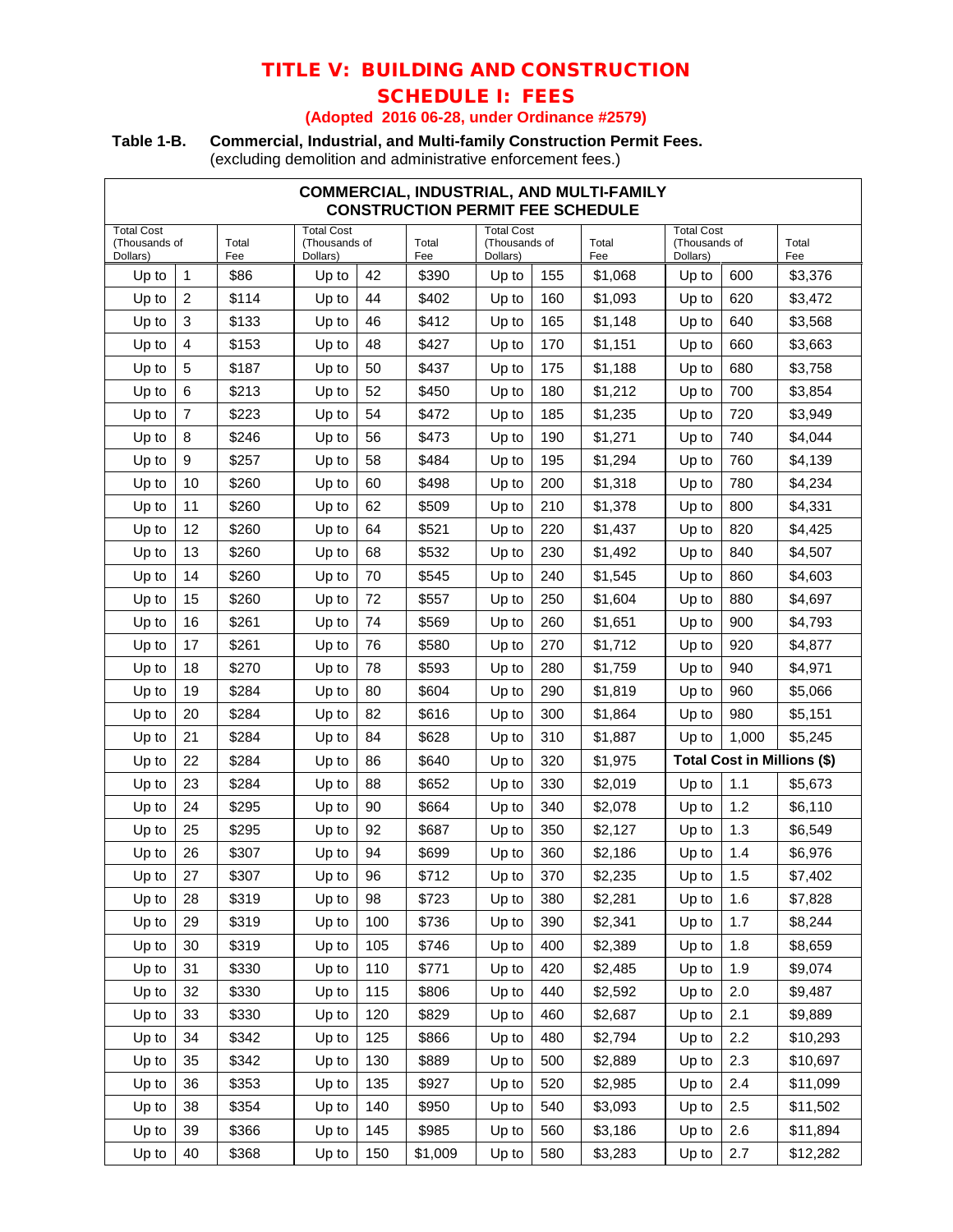# TITLE V: BUILDING AND CONSTRUCTION

## SCHEDULE I: FEES

**(Adopted 2016 06-28, under Ordinance #2579)**

**Table 1-B. Commercial, Industrial, and Multi-family Construction Permit Fees.**
(excluding demolition and administrative enforcement fees.)

**COMMERCIAL, INDUSTRIAL, AND MULTI-FAMILY CONSTRUCTION PERMIT FEE SCHEDULE**

| Total Cost (Thousands of Dollars) | | Total Fee | Total Cost (Thousands of Dollars) | | Total Fee | Total Cost (Thousands of Dollars) | | Total Fee | Total Cost (Thousands of Dollars) | | Total Fee |
|---|---|---|---|---|---|---|---|---|---|---|---|
| Up to | 1 | $86 | Up to | 42 | $390 | Up to | 155 | $1,068 | Up to | 600 | $3,376 |
| Up to | 2 | $114 | Up to | 44 | $402 | Up to | 160 | $1,093 | Up to | 620 | $3,472 |
| Up to | 3 | $133 | Up to | 46 | $412 | Up to | 165 | $1,148 | Up to | 640 | $3,568 |
| Up to | 4 | $153 | Up to | 48 | $427 | Up to | 170 | $1,151 | Up to | 660 | $3,663 |
| Up to | 5 | $187 | Up to | 50 | $437 | Up to | 175 | $1,188 | Up to | 680 | $3,758 |
| Up to | 6 | $213 | Up to | 52 | $450 | Up to | 180 | $1,212 | Up to | 700 | $3,854 |
| Up to | 7 | $223 | Up to | 54 | $472 | Up to | 185 | $1,235 | Up to | 720 | $3,949 |
| Up to | 8 | $246 | Up to | 56 | $473 | Up to | 190 | $1,271 | Up to | 740 | $4,044 |
| Up to | 9 | $257 | Up to | 58 | $484 | Up to | 195 | $1,294 | Up to | 760 | $4,139 |
| Up to | 10 | $260 | Up to | 60 | $498 | Up to | 200 | $1,318 | Up to | 780 | $4,234 |
| Up to | 11 | $260 | Up to | 62 | $509 | Up to | 210 | $1,378 | Up to | 800 | $4,331 |
| Up to | 12 | $260 | Up to | 64 | $521 | Up to | 220 | $1,437 | Up to | 820 | $4,425 |
| Up to | 13 | $260 | Up to | 68 | $532 | Up to | 230 | $1,492 | Up to | 840 | $4,507 |
| Up to | 14 | $260 | Up to | 70 | $545 | Up to | 240 | $1,545 | Up to | 860 | $4,603 |
| Up to | 15 | $260 | Up to | 72 | $557 | Up to | 250 | $1,604 | Up to | 880 | $4,697 |
| Up to | 16 | $261 | Up to | 74 | $569 | Up to | 260 | $1,651 | Up to | 900 | $4,793 |
| Up to | 17 | $261 | Up to | 76 | $580 | Up to | 270 | $1,712 | Up to | 920 | $4,877 |
| Up to | 18 | $270 | Up to | 78 | $593 | Up to | 280 | $1,759 | Up to | 940 | $4,971 |
| Up to | 19 | $284 | Up to | 80 | $604 | Up to | 290 | $1,819 | Up to | 960 | $5,066 |
| Up to | 20 | $284 | Up to | 82 | $616 | Up to | 300 | $1,864 | Up to | 980 | $5,151 |
| Up to | 21 | $284 | Up to | 84 | $628 | Up to | 310 | $1,887 | Up to | 1,000 | $5,245 |
| Up to | 22 | $284 | Up to | 86 | $640 | Up to | 320 | $1,975 | **Total Cost in Millions ($)** | | |
| Up to | 23 | $284 | Up to | 88 | $652 | Up to | 330 | $2,019 | Up to | 1.1 | $5,673 |
| Up to | 24 | $295 | Up to | 90 | $664 | Up to | 340 | $2,078 | Up to | 1.2 | $6,110 |
| Up to | 25 | $295 | Up to | 92 | $687 | Up to | 350 | $2,127 | Up to | 1.3 | $6,549 |
| Up to | 26 | $307 | Up to | 94 | $699 | Up to | 360 | $2,186 | Up to | 1.4 | $6,976 |
| Up to | 27 | $307 | Up to | 96 | $712 | Up to | 370 | $2,235 | Up to | 1.5 | $7,402 |
| Up to | 28 | $319 | Up to | 98 | $723 | Up to | 380 | $2,281 | Up to | 1.6 | $7,828 |
| Up to | 29 | $319 | Up to | 100 | $736 | Up to | 390 | $2,341 | Up to | 1.7 | $8,244 |
| Up to | 30 | $319 | Up to | 105 | $746 | Up to | 400 | $2,389 | Up to | 1.8 | $8,659 |
| Up to | 31 | $330 | Up to | 110 | $771 | Up to | 420 | $2,485 | Up to | 1.9 | $9,074 |
| Up to | 32 | $330 | Up to | 115 | $806 | Up to | 440 | $2,592 | Up to | 2.0 | $9,487 |
| Up to | 33 | $330 | Up to | 120 | $829 | Up to | 460 | $2,687 | Up to | 2.1 | $9,889 |
| Up to | 34 | $342 | Up to | 125 | $866 | Up to | 480 | $2,794 | Up to | 2.2 | $10,293 |
| Up to | 35 | $342 | Up to | 130 | $889 | Up to | 500 | $2,889 | Up to | 2.3 | $10,697 |
| Up to | 36 | $353 | Up to | 135 | $927 | Up to | 520 | $2,985 | Up to | 2.4 | $11,099 |
| Up to | 38 | $354 | Up to | 140 | $950 | Up to | 540 | $3,093 | Up to | 2.5 | $11,502 |
| Up to | 39 | $366 | Up to | 145 | $985 | Up to | 560 | $3,186 | Up to | 2.6 | $11,894 |
| Up to | 40 | $368 | Up to | 150 | $1,009 | Up to | 580 | $3,283 | Up to | 2.7 | $12,282 |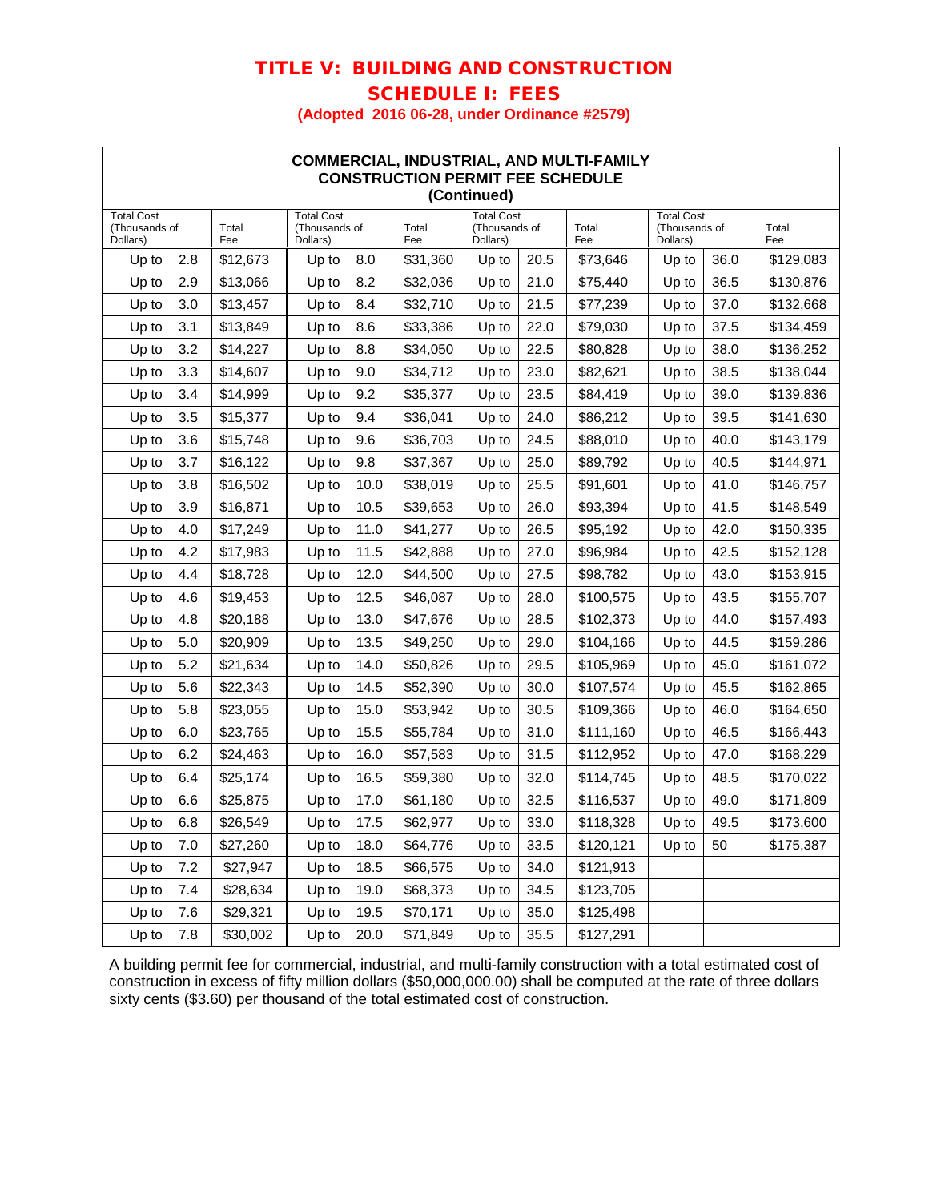# TITLE V: BUILDING AND CONSTRUCTION

## SCHEDULE I: FEES

**(Adopted 2016 06-28, under Ordinance #2579)**

**COMMERCIAL, INDUSTRIAL, AND MULTI-FAMILY CONSTRUCTION PERMIT FEE SCHEDULE (Continued)**

| Total Cost (Thousands of Dollars) | | Total Fee | Total Cost (Thousands of Dollars) | | Total Fee | Total Cost (Thousands of Dollars) | | Total Fee | Total Cost (Thousands of Dollars) | | Total Fee |
|---|---|---|---|---|---|---|---|---|---|---|---|
| Up to | 2.8 | $12,673 | Up to | 8.0 | $31,360 | Up to | 20.5 | $73,646 | Up to | 36.0 | $129,083 |
| Up to | 2.9 | $13,066 | Up to | 8.2 | $32,036 | Up to | 21.0 | $75,440 | Up to | 36.5 | $130,876 |
| Up to | 3.0 | $13,457 | Up to | 8.4 | $32,710 | Up to | 21.5 | $77,239 | Up to | 37.0 | $132,668 |
| Up to | 3.1 | $13,849 | Up to | 8.6 | $33,386 | Up to | 22.0 | $79,030 | Up to | 37.5 | $134,459 |
| Up to | 3.2 | $14,227 | Up to | 8.8 | $34,050 | Up to | 22.5 | $80,828 | Up to | 38.0 | $136,252 |
| Up to | 3.3 | $14,607 | Up to | 9.0 | $34,712 | Up to | 23.0 | $82,621 | Up to | 38.5 | $138,044 |
| Up to | 3.4 | $14,999 | Up to | 9.2 | $35,377 | Up to | 23.5 | $84,419 | Up to | 39.0 | $139,836 |
| Up to | 3.5 | $15,377 | Up to | 9.4 | $36,041 | Up to | 24.0 | $86,212 | Up to | 39.5 | $141,630 |
| Up to | 3.6 | $15,748 | Up to | 9.6 | $36,703 | Up to | 24.5 | $88,010 | Up to | 40.0 | $143,179 |
| Up to | 3.7 | $16,122 | Up to | 9.8 | $37,367 | Up to | 25.0 | $89,792 | Up to | 40.5 | $144,971 |
| Up to | 3.8 | $16,502 | Up to | 10.0 | $38,019 | Up to | 25.5 | $91,601 | Up to | 41.0 | $146,757 |
| Up to | 3.9 | $16,871 | Up to | 10.5 | $39,653 | Up to | 26.0 | $93,394 | Up to | 41.5 | $148,549 |
| Up to | 4.0 | $17,249 | Up to | 11.0 | $41,277 | Up to | 26.5 | $95,192 | Up to | 42.0 | $150,335 |
| Up to | 4.2 | $17,983 | Up to | 11.5 | $42,888 | Up to | 27.0 | $96,984 | Up to | 42.5 | $152,128 |
| Up to | 4.4 | $18,728 | Up to | 12.0 | $44,500 | Up to | 27.5 | $98,782 | Up to | 43.0 | $153,915 |
| Up to | 4.6 | $19,453 | Up to | 12.5 | $46,087 | Up to | 28.0 | $100,575 | Up to | 43.5 | $155,707 |
| Up to | 4.8 | $20,188 | Up to | 13.0 | $47,676 | Up to | 28.5 | $102,373 | Up to | 44.0 | $157,493 |
| Up to | 5.0 | $20,909 | Up to | 13.5 | $49,250 | Up to | 29.0 | $104,166 | Up to | 44.5 | $159,286 |
| Up to | 5.2 | $21,634 | Up to | 14.0 | $50,826 | Up to | 29.5 | $105,969 | Up to | 45.0 | $161,072 |
| Up to | 5.6 | $22,343 | Up to | 14.5 | $52,390 | Up to | 30.0 | $107,574 | Up to | 45.5 | $162,865 |
| Up to | 5.8 | $23,055 | Up to | 15.0 | $53,942 | Up to | 30.5 | $109,366 | Up to | 46.0 | $164,650 |
| Up to | 6.0 | $23,765 | Up to | 15.5 | $55,784 | Up to | 31.0 | $111,160 | Up to | 46.5 | $166,443 |
| Up to | 6.2 | $24,463 | Up to | 16.0 | $57,583 | Up to | 31.5 | $112,952 | Up to | 47.0 | $168,229 |
| Up to | 6.4 | $25,174 | Up to | 16.5 | $59,380 | Up to | 32.0 | $114,745 | Up to | 48.5 | $170,022 |
| Up to | 6.6 | $25,875 | Up to | 17.0 | $61,180 | Up to | 32.5 | $116,537 | Up to | 49.0 | $171,809 |
| Up to | 6.8 | $26,549 | Up to | 17.5 | $62,977 | Up to | 33.0 | $118,328 | Up to | 49.5 | $173,600 |
| Up to | 7.0 | $27,260 | Up to | 18.0 | $64,776 | Up to | 33.5 | $120,121 | Up to | 50 | $175,387 |
| Up to | 7.2 | $27,947 | Up to | 18.5 | $66,575 | Up to | 34.0 | $121,913 | | | |
| Up to | 7.4 | $28,634 | Up to | 19.0 | $68,373 | Up to | 34.5 | $123,705 | | | |
| Up to | 7.6 | $29,321 | Up to | 19.5 | $70,171 | Up to | 35.0 | $125,498 | | | |
| Up to | 7.8 | $30,002 | Up to | 20.0 | $71,849 | Up to | 35.5 | $127,291 | | | |

A building permit fee for commercial, industrial, and multi-family construction with a total estimated cost of construction in excess of fifty million dollars ($50,000,000.00) shall be computed at the rate of three dollars sixty cents ($3.60) per thousand of the total estimated cost of construction.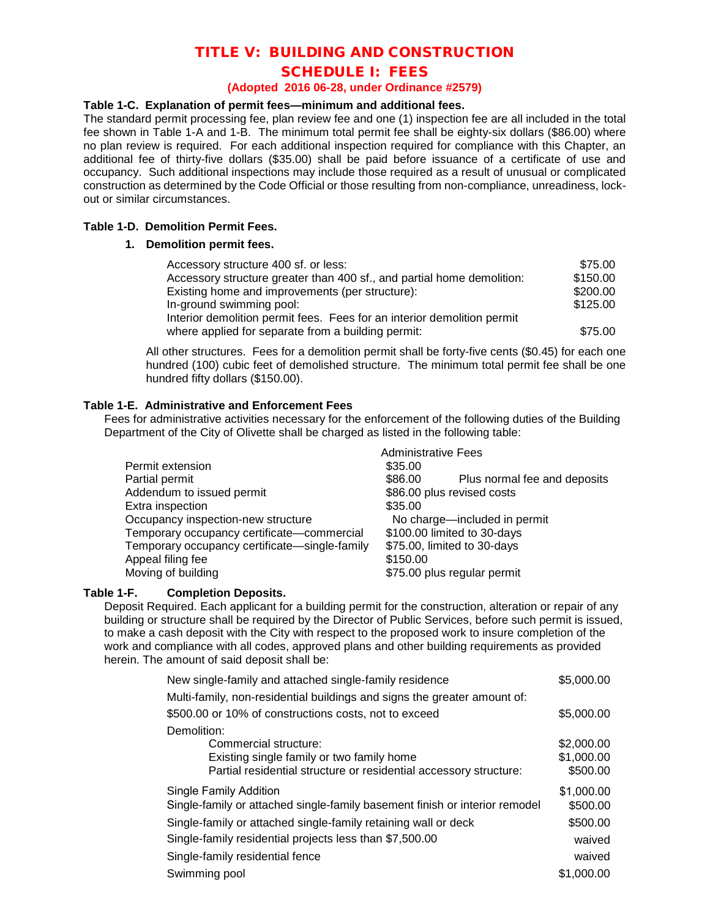# TITLE V: BUILDING AND CONSTRUCTION

## SCHEDULE I: FEES

**(Adopted 2016 06-28, under Ordinance #2579)**

**Table 1-C. Explanation of permit fees—minimum and additional fees.**

The standard permit processing fee, plan review fee and one (1) inspection fee are all included in the total fee shown in Table 1-A and 1-B. The minimum total permit fee shall be eighty-six dollars ($86.00) where no plan review is required. For each additional inspection required for compliance with this Chapter, an additional fee of thirty-five dollars ($35.00) shall be paid before issuance of a certificate of use and occupancy. Such additional inspections may include those required as a result of unusual or complicated construction as determined by the Code Official or those resulting from non-compliance, unreadiness, lock-out or similar circumstances.

**Table 1-D. Demolition Permit Fees.**

**1. Demolition permit fees.**

| | |
|---|---|
| Accessory structure 400 sf. or less: | $75.00 |
| Accessory structure greater than 400 sf., and partial home demolition: | $150.00 |
| Existing home and improvements (per structure): | $200.00 |
| In-ground swimming pool: | $125.00 |
| Interior demolition permit fees. Fees for an interior demolition permit where applied for separate from a building permit: | $75.00 |

All other structures. Fees for a demolition permit shall be forty-five cents ($0.45) for each one hundred (100) cubic feet of demolished structure. The minimum total permit fee shall be one hundred fifty dollars ($150.00).

**Table 1-E. Administrative and Enforcement Fees**

Fees for administrative activities necessary for the enforcement of the following duties of the Building Department of the City of Olivette shall be charged as listed in the following table:

| | Administrative Fees | |
|---|---|---|
| Permit extension | $35.00 | |
| Partial permit | $86.00 | Plus normal fee and deposits |
| Addendum to issued permit | $86.00 plus revised costs | |
| Extra inspection | $35.00 | |
| Occupancy inspection-new structure | No charge—included in permit | |
| Temporary occupancy certificate—commercial | $100.00 limited to 30-days | |
| Temporary occupancy certificate—single-family | $75.00, limited to 30-days | |
| Appeal filing fee | $150.00 | |
| Moving of building | $75.00 plus regular permit | |

**Table 1-F. Completion Deposits.**

Deposit Required. Each applicant for a building permit for the construction, alteration or repair of any building or structure shall be required by the Director of Public Services, before such permit is issued, to make a cash deposit with the City with respect to the proposed work to insure completion of the work and compliance with all codes, approved plans and other building requirements as provided herein. The amount of said deposit shall be:

| | |
|---|---|
| New single-family and attached single-family residence | $5,000.00 |
| Multi-family, non-residential buildings and signs the greater amount of: | |
| $500.00 or 10% of constructions costs, not to exceed | $5,000.00 |
| Demolition: | |
| Commercial structure: | $2,000.00 |
| Existing single family or two family home | $1,000.00 |
| Partial residential structure or residential accessory structure: | $500.00 |
| Single Family Addition | $1,000.00 |
| Single-family or attached single-family basement finish or interior remodel | $500.00 |
| Single-family or attached single-family retaining wall or deck | $500.00 |
| Single-family residential projects less than $7,500.00 | waived |
| Single-family residential fence | waived |
| Swimming pool | $1,000.00 |